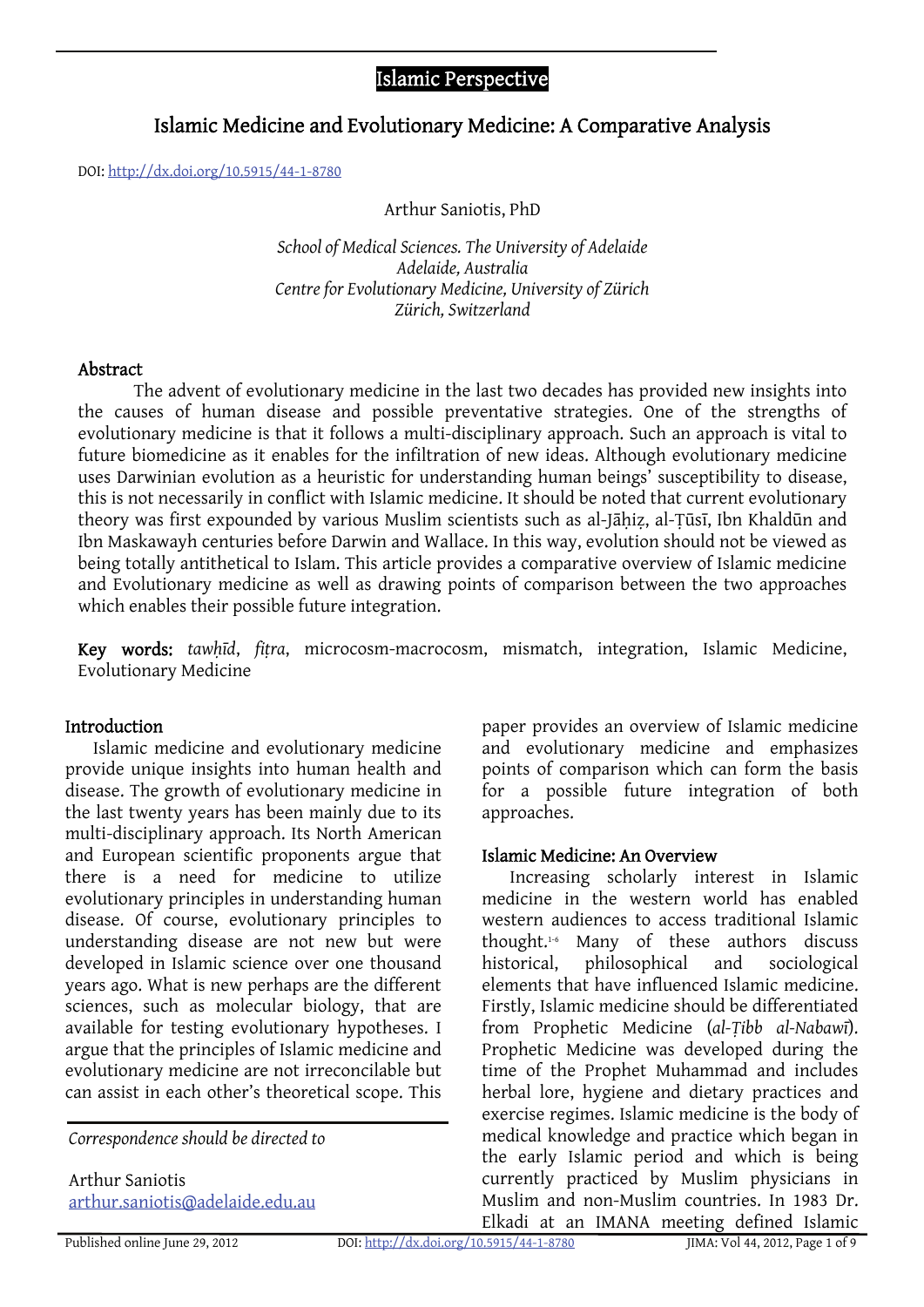Islamic Perspective

# Islamic Medicine and Evolutionary Medicine: A Comparative Analysis

DOI: http://dx.doi.org/10.5915/44-1-8780

Arthur Saniotis, PhD

*School of Medical Sciences. The University of Adelaide*
*Adelaide, Australia*
*Centre for Evolutionary Medicine, University of Zürich*
*Zürich, Switzerland*

## Abstract

The advent of evolutionary medicine in the last two decades has provided new insights into the causes of human disease and possible preventative strategies. One of the strengths of evolutionary medicine is that it follows a multi-disciplinary approach. Such an approach is vital to future biomedicine as it enables for the infiltration of new ideas. Although evolutionary medicine uses Darwinian evolution as a heuristic for understanding human beings' susceptibility to disease, this is not necessarily in conflict with Islamic medicine. It should be noted that current evolutionary theory was first expounded by various Muslim scientists such as al-Jāḥiẓ, al-Ṭūsī, Ibn Khaldūn and Ibn Maskawayh centuries before Darwin and Wallace. In this way, evolution should not be viewed as being totally antithetical to Islam. This article provides a comparative overview of Islamic medicine and Evolutionary medicine as well as drawing points of comparison between the two approaches which enables their possible future integration.

**Key words:** *tawḥīd*, *fiṭra*, microcosm-macrocosm, mismatch, integration, Islamic Medicine, Evolutionary Medicine

## Introduction

Islamic medicine and evolutionary medicine provide unique insights into human health and disease. The growth of evolutionary medicine in the last twenty years has been mainly due to its multi-disciplinary approach. Its North American and European scientific proponents argue that there is a need for medicine to utilize evolutionary principles in understanding human disease. Of course, evolutionary principles to understanding disease are not new but were developed in Islamic science over one thousand years ago. What is new perhaps are the different sciences, such as molecular biology, that are available for testing evolutionary hypotheses. I argue that the principles of Islamic medicine and evolutionary medicine are not irreconcilable but can assist in each other's theoretical scope. This paper provides an overview of Islamic medicine and evolutionary medicine and emphasizes points of comparison which can form the basis for a possible future integration of both approaches.

*Correspondence should be directed to*

Arthur Saniotis
arthur.saniotis@adelaide.edu.au

## Islamic Medicine: An Overview

Increasing scholarly interest in Islamic medicine in the western world has enabled western audiences to access traditional Islamic thought.[1-6] Many of these authors discuss historical, philosophical and sociological elements that have influenced Islamic medicine. Firstly, Islamic medicine should be differentiated from Prophetic Medicine (*al-Ṭibb al-Nabawī*). Prophetic Medicine was developed during the time of the Prophet Muhammad and includes herbal lore, hygiene and dietary practices and exercise regimes. Islamic medicine is the body of medical knowledge and practice which began in the early Islamic period and which is being currently practiced by Muslim physicians in Muslim and non-Muslim countries. In 1983 Dr. Elkadi at an IMANA meeting defined Islamic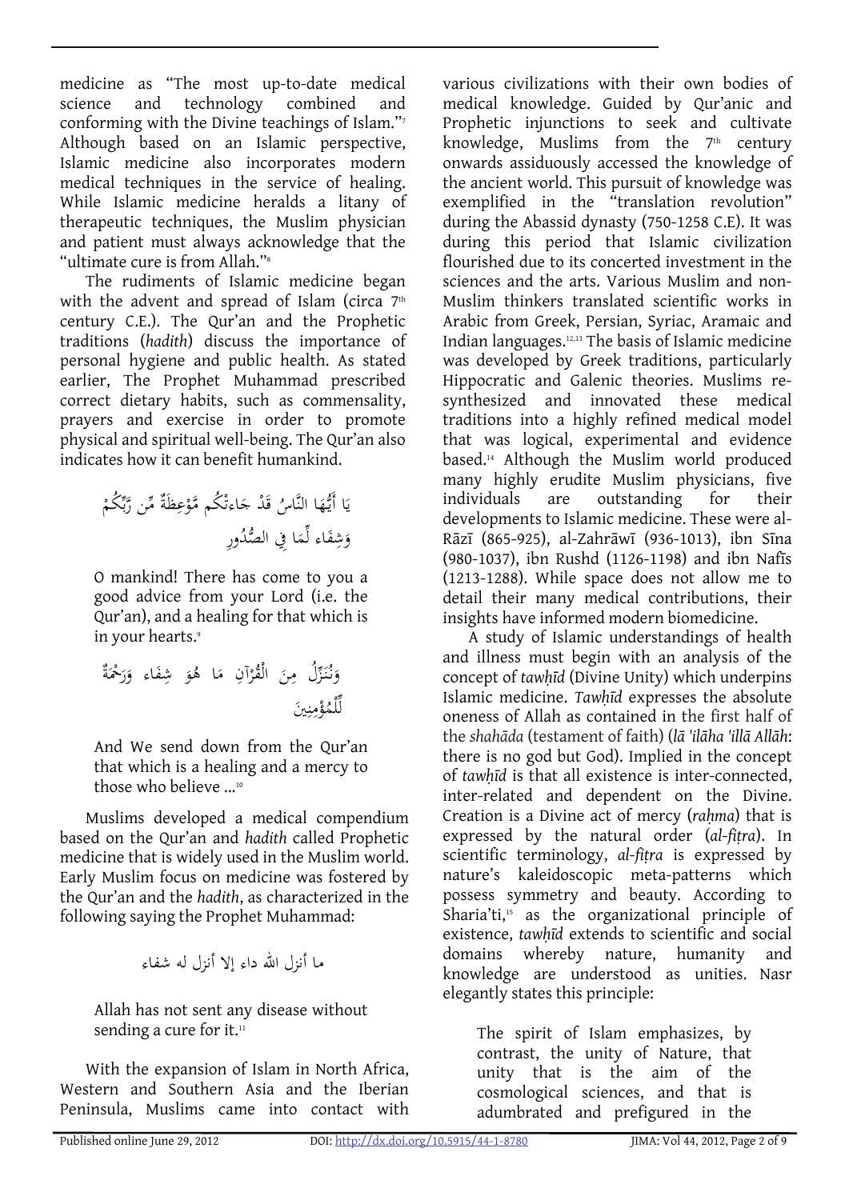medicine as "The most up-to-date medical science and technology combined and conforming with the Divine teachings of Islam."[7] Although based on an Islamic perspective, Islamic medicine also incorporates modern medical techniques in the service of healing. While Islamic medicine heralds a litany of therapeutic techniques, the Muslim physician and patient must always acknowledge that the "ultimate cure is from Allah."[8]

The rudiments of Islamic medicine began with the advent and spread of Islam (circa 7th century C.E.). The Qur'an and the Prophetic traditions (*hadith*) discuss the importance of personal hygiene and public health. As stated earlier, The Prophet Muhammad prescribed correct dietary habits, such as commensality, prayers and exercise in order to promote physical and spiritual well-being. The Qur'an also indicates how it can benefit humankind.

يَا أَيُّهَا النَّاسُ قَدْ جَاءتْكُم مَّوْعِظَةٌ مِّن رَّبِّكُمْ وَشِفَاء لِّمَا فِي الصُّدُورِ

> O mankind! There has come to you a good advice from your Lord (i.e. the Qur'an), and a healing for that which is in your hearts.[9]

وَنُنَزِّلُ مِنَ الْقُرْآنِ مَا هُوَ شِفَاء وَرَحْمَةٌ لِّلْمُؤْمِنِينَ

> And We send down from the Qur'an that which is a healing and a mercy to those who believe ...[10]

Muslims developed a medical compendium based on the Qur'an and *hadith* called Prophetic medicine that is widely used in the Muslim world. Early Muslim focus on medicine was fostered by the Qur'an and the *hadith*, as characterized in the following saying the Prophet Muhammad:

ما أنزل الله داء إلا أنزل له شفاء

> Allah has not sent any disease without sending a cure for it.[11]

With the expansion of Islam in North Africa, Western and Southern Asia and the Iberian Peninsula, Muslims came into contact with various civilizations with their own bodies of medical knowledge. Guided by Qur'anic and Prophetic injunctions to seek and cultivate knowledge, Muslims from the 7th century onwards assiduously accessed the knowledge of the ancient world. This pursuit of knowledge was exemplified in the "translation revolution" during the Abassid dynasty (750-1258 C.E). It was during this period that Islamic civilization flourished due to its concerted investment in the sciences and the arts. Various Muslim and non-Muslim thinkers translated scientific works in Arabic from Greek, Persian, Syriac, Aramaic and Indian languages.[12,13] The basis of Islamic medicine was developed by Greek traditions, particularly Hippocratic and Galenic theories. Muslims re-synthesized and innovated these medical traditions into a highly refined medical model that was logical, experimental and evidence based.[14] Although the Muslim world produced many highly erudite Muslim physicians, five individuals are outstanding for their developments to Islamic medicine. These were al-Rāzī (865-925), al-Zahrāwī (936-1013), ibn Sīna (980-1037), ibn Rushd (1126-1198) and ibn Nafīs (1213-1288). While space does not allow me to detail their many medical contributions, their insights have informed modern biomedicine.

A study of Islamic understandings of health and illness must begin with an analysis of the concept of *tawḥīd* (Divine Unity) which underpins Islamic medicine. *Tawḥīd* expresses the absolute oneness of Allah as contained in the first half of the *shahāda* (testament of faith) (*lā 'ilāha 'illā Allāh*: there is no god but God). Implied in the concept of *tawḥīd* is that all existence is inter-connected, inter-related and dependent on the Divine. Creation is a Divine act of mercy (*raḥma*) that is expressed by the natural order (*al-fiṭra*). In scientific terminology, *al-fiṭra* is expressed by nature's kaleidoscopic meta-patterns which possess symmetry and beauty. According to Sharia'ti,[15] as the organizational principle of existence, *tawḥīd* extends to scientific and social domains whereby nature, humanity and knowledge are understood as unities. Nasr elegantly states this principle:

> The spirit of Islam emphasizes, by contrast, the unity of Nature, that unity that is the aim of the cosmological sciences, and that is adumbrated and prefigured in the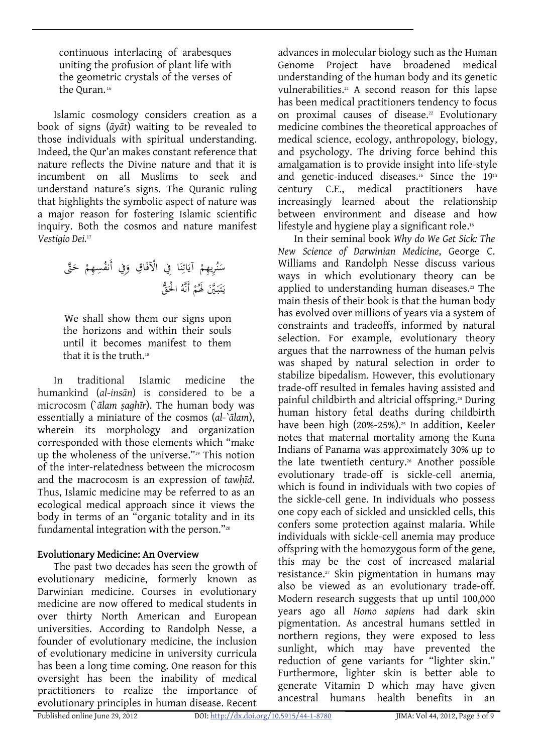> continuous interlacing of arabesques uniting the profusion of plant life with the geometric crystals of the verses of the Quran.[16]

Islamic cosmology considers creation as a book of signs (*āyāt*) waiting to be revealed to those individuals with spiritual understanding. Indeed, the Qur'an makes constant reference that nature reflects the Divine nature and that it is incumbent on all Muslims to seek and understand nature's signs. The Quranic ruling that highlights the symbolic aspect of nature was a major reason for fostering Islamic scientific inquiry. Both the cosmos and nature manifest *Vestigio Dei.*[17]

سَنُرِيهِمْ آيَاتِنَا فِي الْآفَاقِ وَفِي أَنفُسِهِمْ حَتَّىٰ يَتَبَيَّنَ لَهُمْ أَنَّهُ الْحَقُّ

> We shall show them our signs upon the horizons and within their souls until it becomes manifest to them that it is the truth.[18]

In traditional Islamic medicine the humankind (*al-insān*) is considered to be a microcosm (*`ālam ṣaghīr*). The human body was essentially a miniature of the cosmos (*al-`ālam*), wherein its morphology and organization corresponded with those elements which "make up the wholeness of the universe."[19] This notion of the inter-relatedness between the microcosm and the macrocosm is an expression of *tawḥīd*. Thus, Islamic medicine may be referred to as an ecological medical approach since it views the body in terms of an "organic totality and in its fundamental integration with the person."[20]

## Evolutionary Medicine: An Overview

The past two decades has seen the growth of evolutionary medicine, formerly known as Darwinian medicine. Courses in evolutionary medicine are now offered to medical students in over thirty North American and European universities. According to Randolph Nesse, a founder of evolutionary medicine, the inclusion of evolutionary medicine in university curricula has been a long time coming. One reason for this oversight has been the inability of medical practitioners to realize the importance of evolutionary principles in human disease. Recent advances in molecular biology such as the Human Genome Project have broadened medical understanding of the human body and its genetic vulnerabilities.[21] A second reason for this lapse has been medical practitioners tendency to focus on proximal causes of disease.[22] Evolutionary medicine combines the theoretical approaches of medical science, ecology, anthropology, biology, and psychology. The driving force behind this amalgamation is to provide insight into life-style and genetic-induced diseases.[16] Since the 19th century C.E., medical practitioners have increasingly learned about the relationship between environment and disease and how lifestyle and hygiene play a significant role.[16]

In their seminal book *Why do We Get Sick: The New Science of Darwinian Medicine*, George C. Williams and Randolph Nesse discuss various ways in which evolutionary theory can be applied to understanding human diseases.[23] The main thesis of their book is that the human body has evolved over millions of years via a system of constraints and tradeoffs, informed by natural selection. For example, evolutionary theory argues that the narrowness of the human pelvis was shaped by natural selection in order to stabilize bipedalism. However, this evolutionary trade-off resulted in females having assisted and painful childbirth and altricial offspring.[24] During human history fetal deaths during childbirth have been high (20%-25%).[25] In addition, Keeler notes that maternal mortality among the Kuna Indians of Panama was approximately 30% up to the late twentieth century.[26] Another possible evolutionary trade-off is sickle-cell anemia, which is found in individuals with two copies of the sickle-cell gene. In individuals who possess one copy each of sickled and unsickled cells, this confers some protection against malaria. While individuals with sickle-cell anemia may produce offspring with the homozygous form of the gene, this may be the cost of increased malarial resistance.[27] Skin pigmentation in humans may also be viewed as an evolutionary trade-off. Modern research suggests that up until 100,000 years ago all *Homo sapiens* had dark skin pigmentation. As ancestral humans settled in northern regions, they were exposed to less sunlight, which may have prevented the reduction of gene variants for "lighter skin." Furthermore, lighter skin is better able to generate Vitamin D which may have given ancestral humans health benefits in an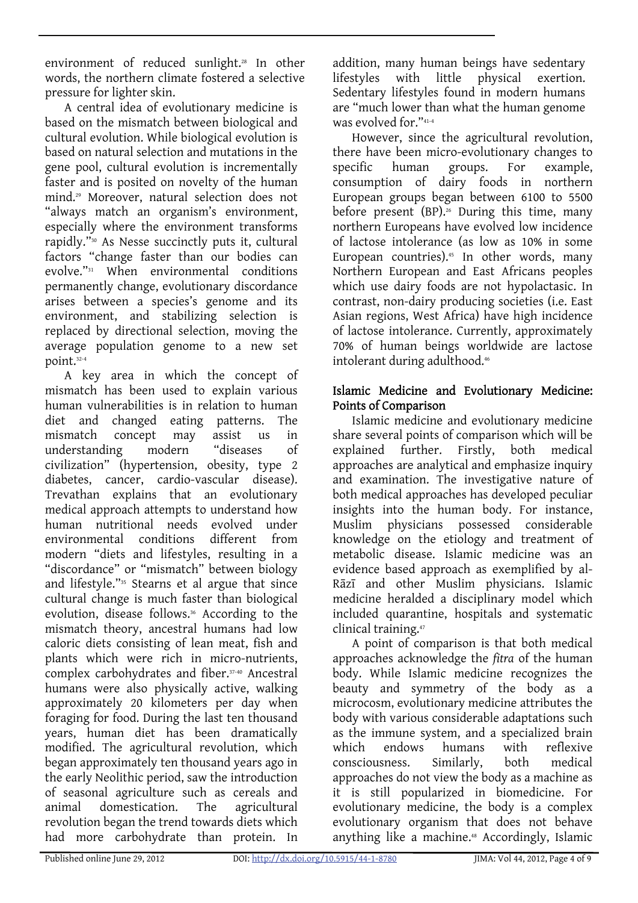environment of reduced sunlight.[28] In other words, the northern climate fostered a selective pressure for lighter skin.

A central idea of evolutionary medicine is based on the mismatch between biological and cultural evolution. While biological evolution is based on natural selection and mutations in the gene pool, cultural evolution is incrementally faster and is posited on novelty of the human mind.[29] Moreover, natural selection does not "always match an organism's environment, especially where the environment transforms rapidly."[30] As Nesse succinctly puts it, cultural factors "change faster than our bodies can evolve."[31] When environmental conditions permanently change, evolutionary discordance arises between a species's genome and its environment, and stabilizing selection is replaced by directional selection, moving the average population genome to a new set point.[32-4]

A key area in which the concept of mismatch has been used to explain various human vulnerabilities is in relation to human diet and changed eating patterns. The mismatch concept may assist us in understanding modern "diseases of civilization" (hypertension, obesity, type 2 diabetes, cancer, cardio-vascular disease). Trevathan explains that an evolutionary medical approach attempts to understand how human nutritional needs evolved under environmental conditions different from modern "diets and lifestyles, resulting in a "discordance" or "mismatch" between biology and lifestyle."[35] Stearns et al argue that since cultural change is much faster than biological evolution, disease follows.[36] According to the mismatch theory, ancestral humans had low caloric diets consisting of lean meat, fish and plants which were rich in micro-nutrients, complex carbohydrates and fiber.[37-40] Ancestral humans were also physically active, walking approximately 20 kilometers per day when foraging for food. During the last ten thousand years, human diet has been dramatically modified. The agricultural revolution, which began approximately ten thousand years ago in the early Neolithic period, saw the introduction of seasonal agriculture such as cereals and animal domestication. The agricultural revolution began the trend towards diets which had more carbohydrate than protein. In addition, many human beings have sedentary lifestyles with little physical exertion. Sedentary lifestyles found in modern humans are "much lower than what the human genome was evolved for."[41-4]

However, since the agricultural revolution, there have been micro-evolutionary changes to specific human groups. For example, consumption of dairy foods in northern European groups began between 6100 to 5500 before present (BP).[26] During this time, many northern Europeans have evolved low incidence of lactose intolerance (as low as 10% in some European countries).[45] In other words, many Northern European and East Africans peoples which use dairy foods are not hypolactasic. In contrast, non-dairy producing societies (i.e. East Asian regions, West Africa) have high incidence of lactose intolerance. Currently, approximately 70% of human beings worldwide are lactose intolerant during adulthood.[46]

## Islamic Medicine and Evolutionary Medicine: Points of Comparison

Islamic medicine and evolutionary medicine share several points of comparison which will be explained further. Firstly, both medical approaches are analytical and emphasize inquiry and examination. The investigative nature of both medical approaches has developed peculiar insights into the human body. For instance, Muslim physicians possessed considerable knowledge on the etiology and treatment of metabolic disease. Islamic medicine was an evidence based approach as exemplified by al-Rāzī and other Muslim physicians. Islamic medicine heralded a disciplinary model which included quarantine, hospitals and systematic clinical training.[47]

A point of comparison is that both medical approaches acknowledge the *fitra* of the human body. While Islamic medicine recognizes the beauty and symmetry of the body as a microcosm, evolutionary medicine attributes the body with various considerable adaptations such as the immune system, and a specialized brain which endows humans with reflexive consciousness. Similarly, both medical approaches do not view the body as a machine as it is still popularized in biomedicine. For evolutionary medicine, the body is a complex evolutionary organism that does not behave anything like a machine.[48] Accordingly, Islamic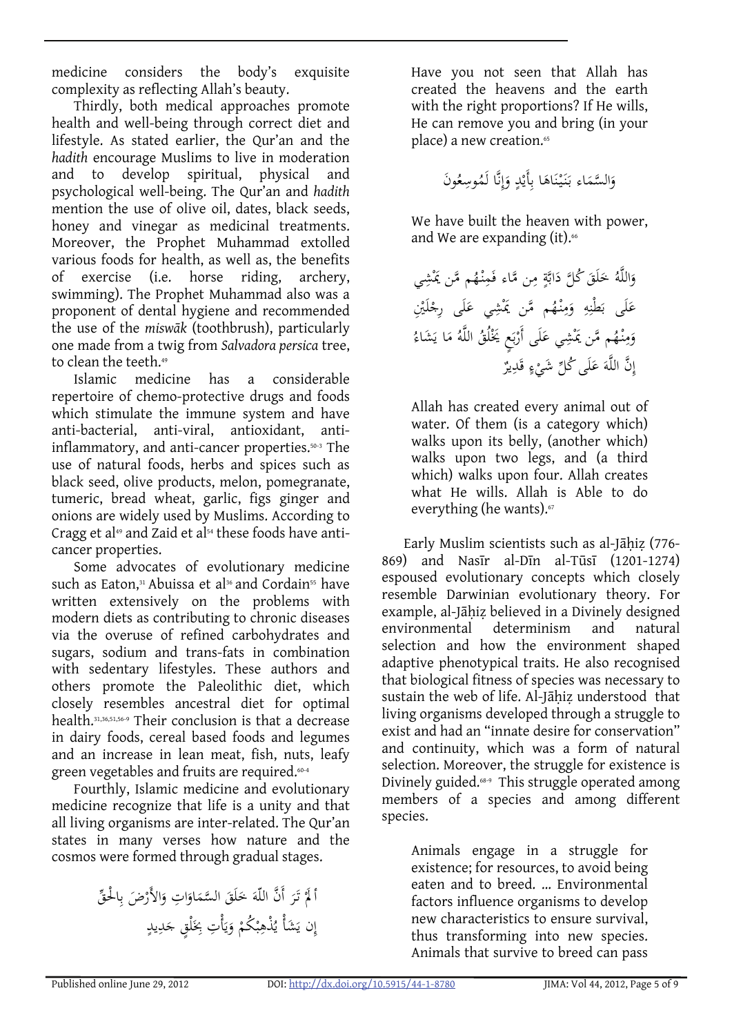medicine considers the body's exquisite complexity as reflecting Allah's beauty.

Thirdly, both medical approaches promote health and well-being through correct diet and lifestyle. As stated earlier, the Qur'an and the *hadith* encourage Muslims to live in moderation and to develop spiritual, physical and psychological well-being. The Qur'an and *hadith* mention the use of olive oil, dates, black seeds, honey and vinegar as medicinal treatments. Moreover, the Prophet Muhammad extolled various foods for health, as well as, the benefits of exercise (i.e. horse riding, archery, swimming). The Prophet Muhammad also was a proponent of dental hygiene and recommended the use of the *miswāk* (toothbrush), particularly one made from a twig from *Salvadora persica* tree, to clean the teeth.[49]

Islamic medicine has a considerable repertoire of chemo-protective drugs and foods which stimulate the immune system and have anti-bacterial, anti-viral, antioxidant, anti-inflammatory, and anti-cancer properties.[50-3] The use of natural foods, herbs and spices such as black seed, olive products, melon, pomegranate, tumeric, bread wheat, garlic, figs ginger and onions are widely used by Muslims. According to Cragg et al[49] and Zaid et al[54] these foods have anti-cancer properties.

Some advocates of evolutionary medicine such as Eaton,[31] Abuissa et al[36] and Cordain[55] have written extensively on the problems with modern diets as contributing to chronic diseases via the overuse of refined carbohydrates and sugars, sodium and trans-fats in combination with sedentary lifestyles. These authors and others promote the Paleolithic diet, which closely resembles ancestral diet for optimal health.[31,36,51,56-9] Their conclusion is that a decrease in dairy foods, cereal based foods and legumes and an increase in lean meat, fish, nuts, leafy green vegetables and fruits are required.[60-4]

Fourthly, Islamic medicine and evolutionary medicine recognize that life is a unity and that all living organisms are inter-related. The Qur'an states in many verses how nature and the cosmos were formed through gradual stages.

أَلَمْ تَرَ أَنَّ اللّهَ خَلَقَ السَّمَاوَاتِ وَالأَرْضَ بِالْحَقِّ إِن يَشَأْ يُذْهِبْكُمْ وَيَأْتِ بِخَلْقٍ جَدِيدٍ

> Have you not seen that Allah has created the heavens and the earth with the right proportions? If He wills, He can remove you and bring (in your place) a new creation.[65]

وَالسَّمَاءَ بَنَيْنَاهَا بِأَيْدٍ وَإِنَّا لَمُوسِعُونَ

> We have built the heaven with power, and We are expanding (it).[66]

وَاللَّهُ خَلَقَ كُلَّ دَابَّةٍ مِن مَّاءٍ فَمِنْهُم مَّن يَمْشِي عَلَى بَطْنِهِ وَمِنْهُم مَّن يَمْشِي عَلَى رِجْلَيْنِ وَمِنْهُم مَّن يَمْشِي عَلَى أَرْبَعٍ يَخْلُقُ اللَّهُ مَا يَشَاءُ إِنَّ اللَّهَ عَلَى كُلِّ شَيْءٍ قَدِيرٌ

> Allah has created every animal out of water. Of them (is a category which) walks upon its belly, (another which) walks upon two legs, and (a third which) walks upon four. Allah creates what He wills. Allah is Able to do everything (he wants).[67]

Early Muslim scientists such as al-Jāḥiẓ (776-869) and Nasīr al-Dīn al-Tūsī (1201-1274) espoused evolutionary concepts which closely resemble Darwinian evolutionary theory. For example, al-Jāḥiẓ believed in a Divinely designed environmental determinism and natural selection and how the environment shaped adaptive phenotypical traits. He also recognised that biological fitness of species was necessary to sustain the web of life. Al-Jāḥiẓ understood that living organisms developed through a struggle to exist and had an "innate desire for conservation" and continuity, which was a form of natural selection. Moreover, the struggle for existence is Divinely guided.[68-9] This struggle operated among members of a species and among different species.

> Animals engage in a struggle for existence; for resources, to avoid being eaten and to breed. ... Environmental factors influence organisms to develop new characteristics to ensure survival, thus transforming into new species. Animals that survive to breed can pass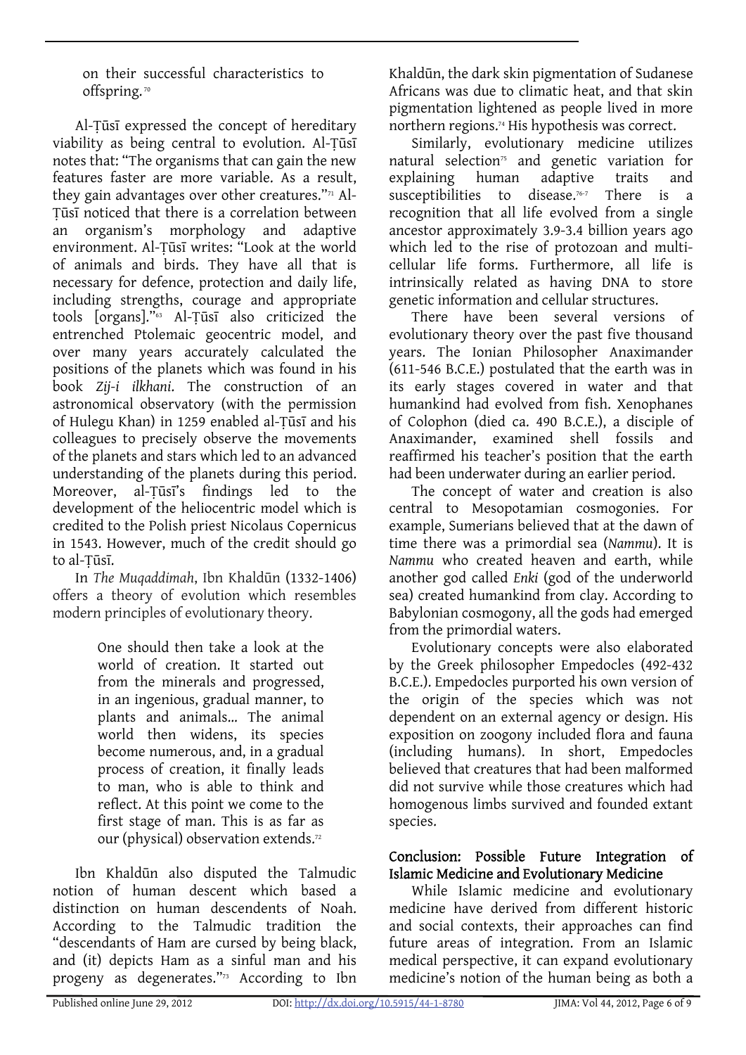on their successful characteristics to offspring.[70]

Al-Ṭūsī expressed the concept of hereditary viability as being central to evolution. Al-Ṭūsī notes that: "The organisms that can gain the new features faster are more variable. As a result, they gain advantages over other creatures."[71] Al-Ṭūsī noticed that there is a correlation between an organism's morphology and adaptive environment. Al-Ṭūsī writes: "Look at the world of animals and birds. They have all that is necessary for defence, protection and daily life, including strengths, courage and appropriate tools [organs]."[63] Al-Ṭūsī also criticized the entrenched Ptolemaic geocentric model, and over many years accurately calculated the positions of the planets which was found in his book *Zij-i ilkhani*. The construction of an astronomical observatory (with the permission of Hulegu Khan) in 1259 enabled al-Ṭūsī and his colleagues to precisely observe the movements of the planets and stars which led to an advanced understanding of the planets during this period. Moreover, al-Ṭūsī's findings led to the development of the heliocentric model which is credited to the Polish priest Nicolaus Copernicus in 1543. However, much of the credit should go to al-Ṭūsī.

In *The Muqaddimah*, Ibn Khaldūn (1332-1406) offers a theory of evolution which resembles modern principles of evolutionary theory.

> One should then take a look at the world of creation. It started out from the minerals and progressed, in an ingenious, gradual manner, to plants and animals... The animal world then widens, its species become numerous, and, in a gradual process of creation, it finally leads to man, who is able to think and reflect. At this point we come to the first stage of man. This is as far as our (physical) observation extends.[72]

Ibn Khaldūn also disputed the Talmudic notion of human descent which based a distinction on human descendents of Noah. According to the Talmudic tradition the "descendants of Ham are cursed by being black, and (it) depicts Ham as a sinful man and his progeny as degenerates."[73] According to Ibn Khaldūn, the dark skin pigmentation of Sudanese Africans was due to climatic heat, and that skin pigmentation lightened as people lived in more northern regions.[74] His hypothesis was correct.

Similarly, evolutionary medicine utilizes natural selection[75] and genetic variation for explaining human adaptive traits and susceptibilities to disease.[76-7] There is a recognition that all life evolved from a single ancestor approximately 3.9-3.4 billion years ago which led to the rise of protozoan and multi-cellular life forms. Furthermore, all life is intrinsically related as having DNA to store genetic information and cellular structures.

There have been several versions of evolutionary theory over the past five thousand years. The Ionian Philosopher Anaximander (611-546 B.C.E.) postulated that the earth was in its early stages covered in water and that humankind had evolved from fish. Xenophanes of Colophon (died ca. 490 B.C.E.), a disciple of Anaximander, examined shell fossils and reaffirmed his teacher's position that the earth had been underwater during an earlier period.

The concept of water and creation is also central to Mesopotamian cosmogonies. For example, Sumerians believed that at the dawn of time there was a primordial sea (*Nammu*). It is *Nammu* who created heaven and earth, while another god called *Enki* (god of the underworld sea) created humankind from clay. According to Babylonian cosmogony, all the gods had emerged from the primordial waters.

Evolutionary concepts were also elaborated by the Greek philosopher Empedocles (492-432 B.C.E.). Empedocles purported his own version of the origin of the species which was not dependent on an external agency or design. His exposition on zoogony included flora and fauna (including humans). In short, Empedocles believed that creatures that had been malformed did not survive while those creatures which had homogenous limbs survived and founded extant species.

## Conclusion: Possible Future Integration of Islamic Medicine and Evolutionary Medicine

While Islamic medicine and evolutionary medicine have derived from different historic and social contexts, their approaches can find future areas of integration. From an Islamic medical perspective, it can expand evolutionary medicine's notion of the human being as both a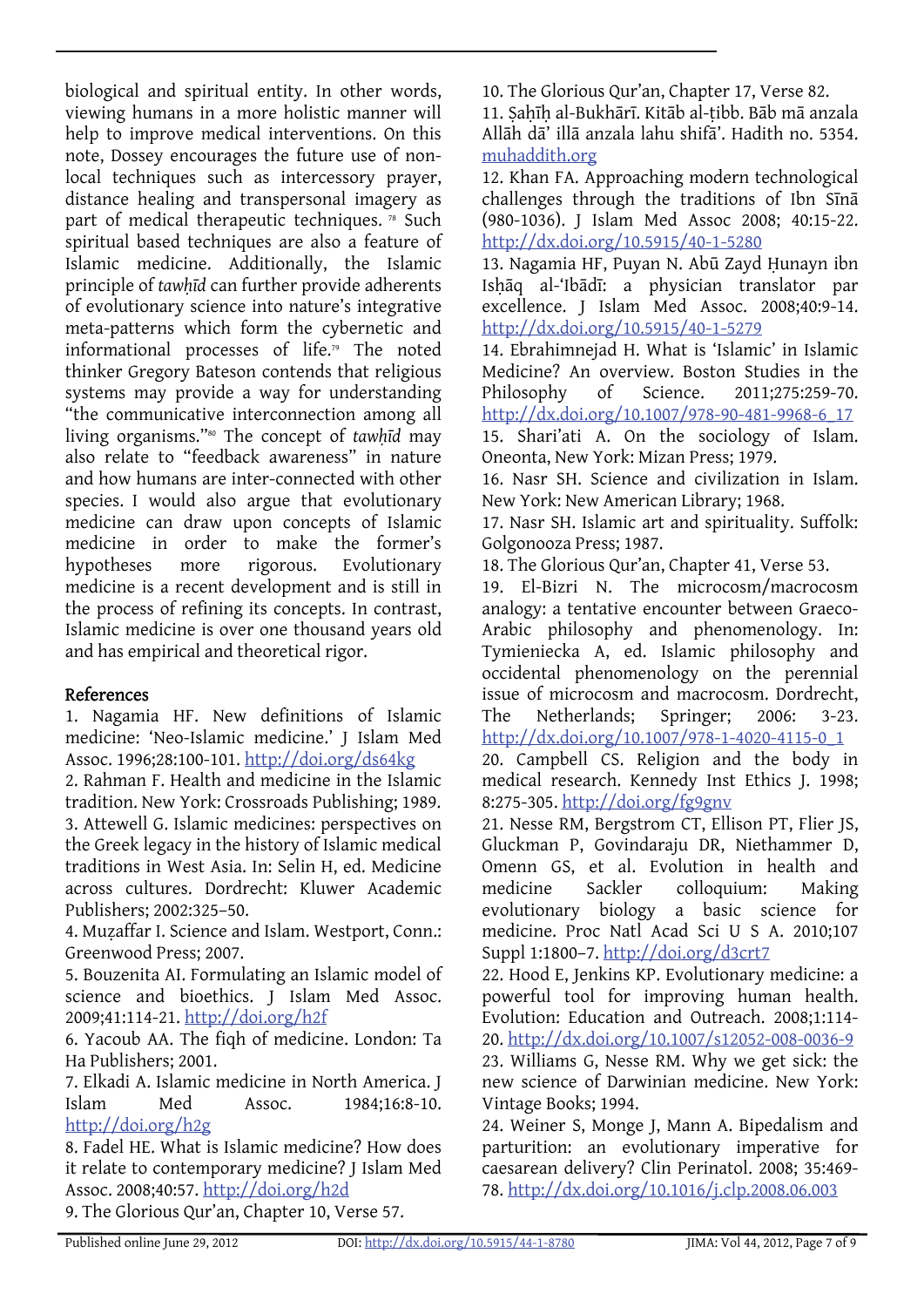biological and spiritual entity. In other words, viewing humans in a more holistic manner will help to improve medical interventions. On this note, Dossey encourages the future use of non-local techniques such as intercessory prayer, distance healing and transpersonal imagery as part of medical therapeutic techniques.[78] Such spiritual based techniques are also a feature of Islamic medicine. Additionally, the Islamic principle of *tawḥīd* can further provide adherents of evolutionary science into nature's integrative meta-patterns which form the cybernetic and informational processes of life.[79] The noted thinker Gregory Bateson contends that religious systems may provide a way for understanding "the communicative interconnection among all living organisms."[80] The concept of *tawḥīd* may also relate to "feedback awareness" in nature and how humans are inter-connected with other species. I would also argue that evolutionary medicine can draw upon concepts of Islamic medicine in order to make the former's hypotheses more rigorous. Evolutionary medicine is a recent development and is still in the process of refining its concepts. In contrast, Islamic medicine is over one thousand years old and has empirical and theoretical rigor.

## References

1. Nagamia HF. New definitions of Islamic medicine: 'Neo-Islamic medicine.' J Islam Med Assoc. 1996;28:100-101. http://doi.org/ds64kg
2. Rahman F. Health and medicine in the Islamic tradition. New York: Crossroads Publishing; 1989.
3. Attewell G. Islamic medicines: perspectives on the Greek legacy in the history of Islamic medical traditions in West Asia. In: Selin H, ed. Medicine across cultures. Dordrecht: Kluwer Academic Publishers; 2002:325–50.
4. Muẓaffar I. Science and Islam. Westport, Conn.: Greenwood Press; 2007.
5. Bouzenita AI. Formulating an Islamic model of science and bioethics. J Islam Med Assoc. 2009;41:114-21. http://doi.org/h2f
6. Yacoub AA. The fiqh of medicine. London: Ta Ha Publishers; 2001.
7. Elkadi A. Islamic medicine in North America. J Islam Med Assoc. 1984;16:8-10. http://doi.org/h2g
8. Fadel HE. What is Islamic medicine? How does it relate to contemporary medicine? J Islam Med Assoc. 2008;40:57. http://doi.org/h2d
9. The Glorious Qur'an, Chapter 10, Verse 57.
10. The Glorious Qur'an, Chapter 17, Verse 82.
11. Ṣaḥīḥ al-Bukhārī. Kitāb al-ṭibb. Bāb mā anzala Allāh dā' illā anzala lahu shifā'. Hadith no. 5354. muhaddith.org
12. Khan FA. Approaching modern technological challenges through the traditions of Ibn Sīnā (980-1036). J Islam Med Assoc 2008; 40:15-22. http://dx.doi.org/10.5915/40-1-5280
13. Nagamia HF, Puyan N. Abū Zayd Ḥunayn ibn Isḥāq al-'Ibādī: a physician translator par excellence. J Islam Med Assoc. 2008;40:9-14. http://dx.doi.org/10.5915/40-1-5279
14. Ebrahimnejad H. What is 'Islamic' in Islamic Medicine? An overview. Boston Studies in the Philosophy of Science. 2011;275:259-70. http://dx.doi.org/10.1007/978-90-481-9968-6_17
15. Shari'ati A. On the sociology of Islam. Oneonta, New York: Mizan Press; 1979.
16. Nasr SH. Science and civilization in Islam. New York: New American Library; 1968.
17. Nasr SH. Islamic art and spirituality. Suffolk: Golgonooza Press; 1987.
18. The Glorious Qur'an, Chapter 41, Verse 53.
19. El-Bizri N. The microcosm/macrocosm analogy: a tentative encounter between Graeco-Arabic philosophy and phenomenology. In: Tymieniecka A, ed. Islamic philosophy and occidental phenomenology on the perennial issue of microcosm and macrocosm. Dordrecht, The Netherlands; Springer; 2006: 3-23. http://dx.doi.org/10.1007/978-1-4020-4115-0_1
20. Campbell CS. Religion and the body in medical research. Kennedy Inst Ethics J. 1998; 8:275-305. http://doi.org/fg9gnv
21. Nesse RM, Bergstrom CT, Ellison PT, Flier JS, Gluckman P, Govindaraju DR, Niethammer D, Omenn GS, et al. Evolution in health and medicine Sackler colloquium: Making evolutionary biology a basic science for medicine. Proc Natl Acad Sci U S A. 2010;107 Suppl 1:1800–7. http://doi.org/d3crt7
22. Hood E, Jenkins KP. Evolutionary medicine: a powerful tool for improving human health. Evolution: Education and Outreach. 2008;1:114-20. http://dx.doi.org/10.1007/s12052-008-0036-9
23. Williams G, Nesse RM. Why we get sick: the new science of Darwinian medicine. New York: Vintage Books; 1994.
24. Weiner S, Monge J, Mann A. Bipedalism and parturition: an evolutionary imperative for caesarean delivery? Clin Perinatol. 2008; 35:469-78. http://dx.doi.org/10.1016/j.clp.2008.06.003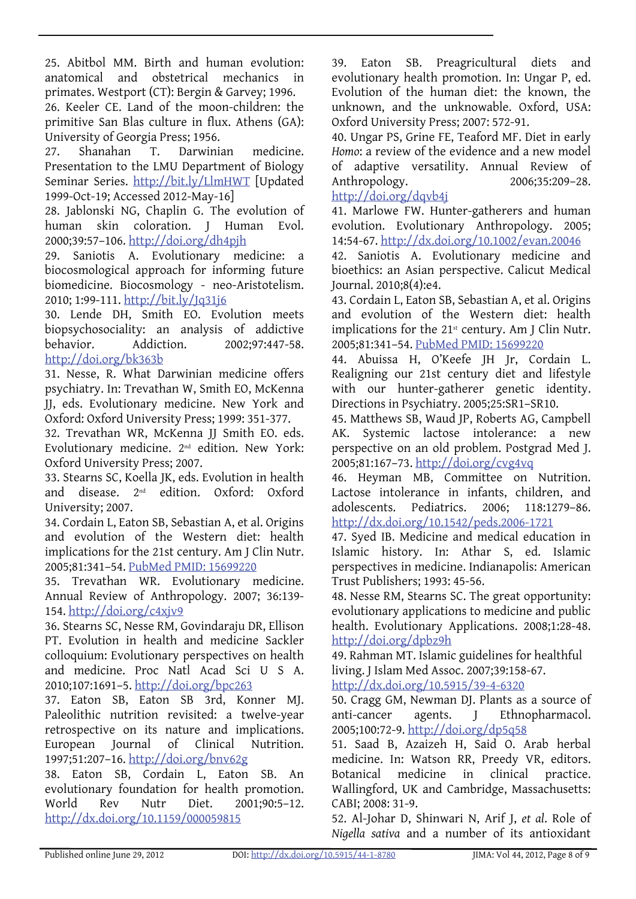25. Abitbol MM. Birth and human evolution: anatomical and obstetrical mechanics in primates. Westport (CT): Bergin & Garvey; 1996.

26. Keeler CE. Land of the moon-children: the primitive San Blas culture in flux. Athens (GA): University of Georgia Press; 1956.

27. Shanahan T. Darwinian medicine. Presentation to the LMU Department of Biology Seminar Series. http://bit.ly/LlmHWT [Updated 1999-Oct-19; Accessed 2012-May-16]

28. Jablonski NG, Chaplin G. The evolution of human skin coloration. J Human Evol. 2000;39:57–106. http://doi.org/dh4pjh

29. Saniotis A. Evolutionary medicine: a biocosmological approach for informing future biomedicine. Biocosmology - neo-Aristotelism. 2010; 1:99-111. http://bit.ly/Jq31j6

30. Lende DH, Smith EO. Evolution meets biopsychosociality: an analysis of addictive behavior. Addiction. 2002;97:447-58. http://doi.org/bk363b

31. Nesse, R. What Darwinian medicine offers psychiatry. In: Trevathan W, Smith EO, McKenna JJ, eds. Evolutionary medicine. New York and Oxford: Oxford University Press; 1999: 351-377.

32. Trevathan WR, McKenna JJ Smith EO. eds. Evolutionary medicine. 2nd edition. New York: Oxford University Press; 2007.

33. Stearns SC, Koella JK, eds. Evolution in health and disease. 2nd edition. Oxford: Oxford University; 2007.

34. Cordain L, Eaton SB, Sebastian A, et al. Origins and evolution of the Western diet: health implications for the 21st century. Am J Clin Nutr. 2005;81:341–54. PubMed PMID: 15699220

35. Trevathan WR. Evolutionary medicine. Annual Review of Anthropology. 2007; 36:139-154. http://doi.org/c4xjv9

36. Stearns SC, Nesse RM, Govindaraju DR, Ellison PT. Evolution in health and medicine Sackler colloquium: Evolutionary perspectives on health and medicine. Proc Natl Acad Sci U S A. 2010;107:1691–5. http://doi.org/bpc263

37. Eaton SB, Eaton SB 3rd, Konner MJ. Paleolithic nutrition revisited: a twelve-year retrospective on its nature and implications. European Journal of Clinical Nutrition. 1997;51:207–16. http://doi.org/bnv62g

38. Eaton SB, Cordain L, Eaton SB. An evolutionary foundation for health promotion. World Rev Nutr Diet. 2001;90:5–12. http://dx.doi.org/10.1159/000059815

39. Eaton SB. Preagricultural diets and evolutionary health promotion. In: Ungar P, ed. Evolution of the human diet: the known, the unknown, and the unknowable. Oxford, USA: Oxford University Press; 2007: 572-91.

40. Ungar PS, Grine FE, Teaford MF. Diet in early *Homo*: a review of the evidence and a new model of adaptive versatility. Annual Review of Anthropology. 2006;35:209–28. http://doi.org/dqvb4j

41. Marlowe FW. Hunter-gatherers and human evolution. Evolutionary Anthropology. 2005; 14:54-67. http://dx.doi.org/10.1002/evan.20046

42. Saniotis A. Evolutionary medicine and bioethics: an Asian perspective. Calicut Medical Journal. 2010;8(4):e4.

43. Cordain L, Eaton SB, Sebastian A, et al. Origins and evolution of the Western diet: health implications for the 21st century. Am J Clin Nutr. 2005;81:341–54. PubMed PMID: 15699220

44. Abuissa H, O'Keefe JH Jr, Cordain L. Realigning our 21st century diet and lifestyle with our hunter-gatherer genetic identity. Directions in Psychiatry. 2005;25:SR1–SR10.

45. Matthews SB, Waud JP, Roberts AG, Campbell AK. Systemic lactose intolerance: a new perspective on an old problem. Postgrad Med J. 2005;81:167–73. http://doi.org/cvg4vq

46. Heyman MB, Committee on Nutrition. Lactose intolerance in infants, children, and adolescents. Pediatrics. 2006; 118:1279–86. http://dx.doi.org/10.1542/peds.2006-1721

47. Syed IB. Medicine and medical education in Islamic history. In: Athar S, ed. Islamic perspectives in medicine. Indianapolis: American Trust Publishers; 1993: 45-56.

48. Nesse RM, Stearns SC. The great opportunity: evolutionary applications to medicine and public health. Evolutionary Applications. 2008;1:28-48. http://doi.org/dpbz9h

49. Rahman MT. Islamic guidelines for healthful living. J Islam Med Assoc. 2007;39:158-67. http://dx.doi.org/10.5915/39-4-6320

50. Cragg GM, Newman DJ. Plants as a source of anti-cancer agents. J Ethnopharmacol. 2005;100:72-9. http://doi.org/dp5q58

51. Saad B, Azaizeh H, Said O. Arab herbal medicine. In: Watson RR, Preedy VR, editors. Botanical medicine in clinical practice. Wallingford, UK and Cambridge, Massachusetts: CABI; 2008: 31-9.

52. Al-Johar D, Shinwari N, Arif J, *et al.* Role of *Nigella sativa* and a number of its antioxidant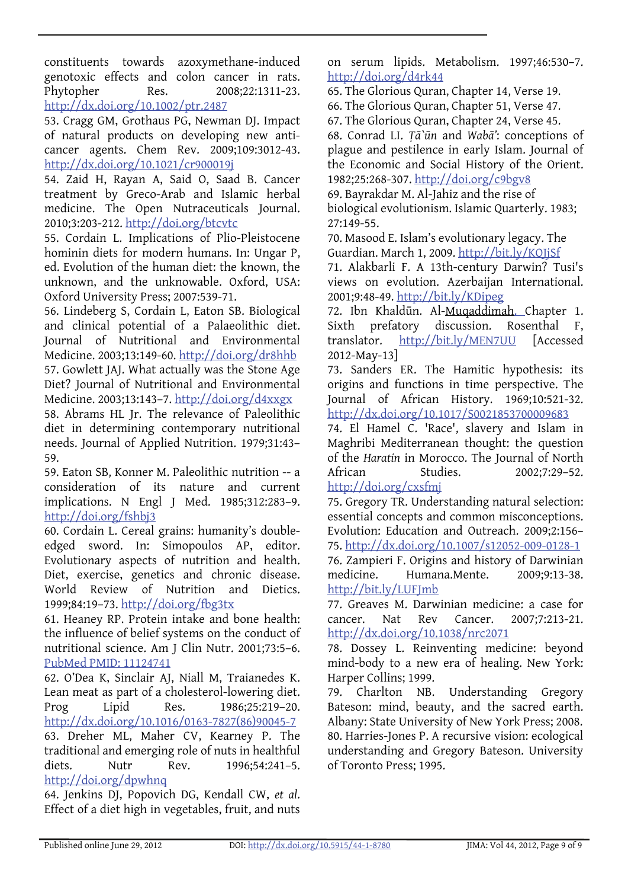constituents towards azoxymethane-induced genotoxic effects and colon cancer in rats. Phytopher Res. 2008;22:1311-23. http://dx.doi.org/10.1002/ptr.2487

53. Cragg GM, Grothaus PG, Newman DJ. Impact of natural products on developing new anti-cancer agents. Chem Rev. 2009;109:3012-43. http://dx.doi.org/10.1021/cr900019j

54. Zaid H, Rayan A, Said O, Saad B. Cancer treatment by Greco-Arab and Islamic herbal medicine. The Open Nutraceuticals Journal. 2010;3:203-212. http://doi.org/btcvtc

55. Cordain L. Implications of Plio-Pleistocene hominin diets for modern humans. In: Ungar P, ed. Evolution of the human diet: the known, the unknown, and the unknowable. Oxford, USA: Oxford University Press; 2007:539-71.

56. Lindeberg S, Cordain L, Eaton SB. Biological and clinical potential of a Palaeolithic diet. Journal of Nutritional and Environmental Medicine. 2003;13:149-60. http://doi.org/dr8hhb

57. Gowlett JAJ. What actually was the Stone Age Diet? Journal of Nutritional and Environmental Medicine. 2003;13:143–7. http://doi.org/d4xxgx

58. Abrams HL Jr. The relevance of Paleolithic diet in determining contemporary nutritional needs. Journal of Applied Nutrition. 1979;31:43–59.

59. Eaton SB, Konner M. Paleolithic nutrition -- a consideration of its nature and current implications. N Engl J Med. 1985;312:283–9. http://doi.org/fshbj3

60. Cordain L. Cereal grains: humanity's double-edged sword. In: Simopoulos AP, editor. Evolutionary aspects of nutrition and health. Diet, exercise, genetics and chronic disease. World Review of Nutrition and Dietics. 1999;84:19–73. http://doi.org/fbg3tx

61. Heaney RP. Protein intake and bone health: the influence of belief systems on the conduct of nutritional science. Am J Clin Nutr. 2001;73:5–6. PubMed PMID: 11124741

62. O'Dea K, Sinclair AJ, Niall M, Traianedes K. Lean meat as part of a cholesterol-lowering diet. Prog Lipid Res. 1986;25:219–20. http://dx.doi.org/10.1016/0163-7827(86)90045-7

63. Dreher ML, Maher CV, Kearney P. The traditional and emerging role of nuts in healthful diets. Nutr Rev. 1996;54:241–5. http://doi.org/dpwhnq

64. Jenkins DJ, Popovich DG, Kendall CW, *et al.* Effect of a diet high in vegetables, fruit, and nuts on serum lipids. Metabolism. 1997;46:530–7. http://doi.org/d4rk44

65. The Glorious Quran, Chapter 14, Verse 19.

66. The Glorious Quran, Chapter 51, Verse 47.

67. The Glorious Quran, Chapter 24, Verse 45.

68. Conrad LI. *Ṭā`ūn* and *Wabā'*: conceptions of plague and pestilence in early Islam. Journal of the Economic and Social History of the Orient. 1982;25:268-307. http://doi.org/c9bgv8

69. Bayrakdar M. Al-Jahiz and the rise of biological evolutionism. Islamic Quarterly. 1983; 27:149-55.

70. Masood E. Islam's evolutionary legacy. The Guardian. March 1, 2009. http://bit.ly/KQJjSf

71. Alakbarli F. A 13th-century Darwin? Tusi's views on evolution. Azerbaijan International. 2001;9:48-49. http://bit.ly/KDipeg

72. Ibn Khaldūn. Al-Muqaddimah. Chapter 1. Sixth prefatory discussion. Rosenthal F, translator. http://bit.ly/MEN7UU [Accessed 2012-May-13]

73. Sanders ER. The Hamitic hypothesis: its origins and functions in time perspective. The Journal of African History. 1969;10:521-32. http://dx.doi.org/10.1017/S0021853700009683

74. El Hamel C. 'Race', slavery and Islam in Maghribi Mediterranean thought: the question of the *Haratin* in Morocco. The Journal of North African Studies. 2002;7:29–52. http://doi.org/cxsfmj

75. Gregory TR. Understanding natural selection: essential concepts and common misconceptions. Evolution: Education and Outreach. 2009;2:156–75. http://dx.doi.org/10.1007/s12052-009-0128-1

76. Zampieri F. Origins and history of Darwinian medicine. Humana.Mente. 2009;9:13-38. http://bit.ly/LUFJmb

77. Greaves M. Darwinian medicine: a case for cancer. Nat Rev Cancer. 2007;7:213-21. http://dx.doi.org/10.1038/nrc2071

78. Dossey L. Reinventing medicine: beyond mind-body to a new era of healing. New York: Harper Collins; 1999.

79. Charlton NB. Understanding Gregory Bateson: mind, beauty, and the sacred earth. Albany: State University of New York Press; 2008.

80. Harries-Jones P. A recursive vision: ecological understanding and Gregory Bateson. University of Toronto Press; 1995.